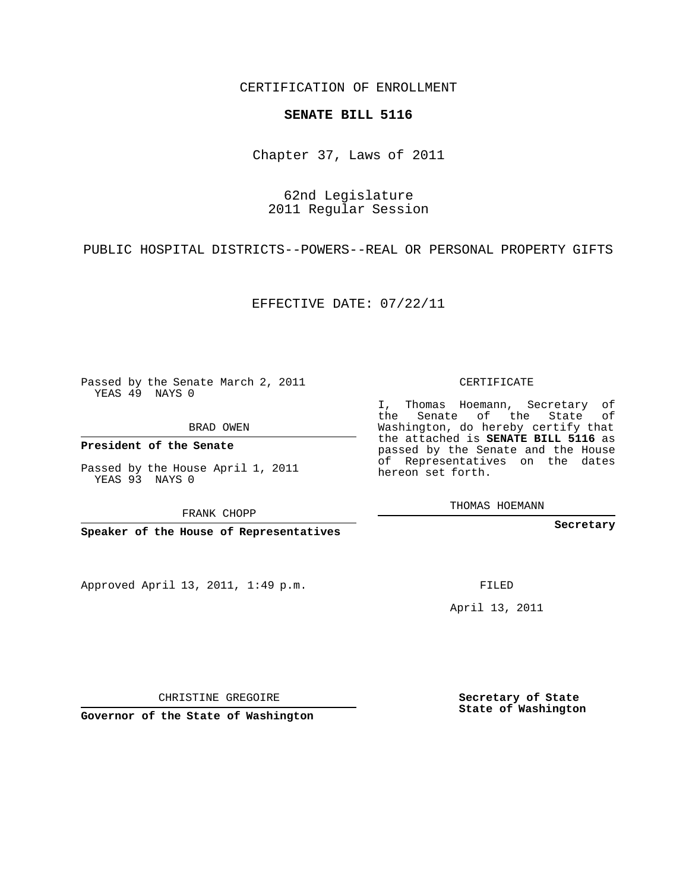CERTIFICATION OF ENROLLMENT

**SENATE BILL 5116**

Chapter 37, Laws of 2011

62nd Legislature
2011 Regular Session

PUBLIC HOSPITAL DISTRICTS--POWERS--REAL OR PERSONAL PROPERTY GIFTS

EFFECTIVE DATE: 07/22/11

Passed by the Senate March 2, 2011
YEAS 49 NAYS 0

BRAD OWEN

**President of the Senate**

Passed by the House April 1, 2011
YEAS 93 NAYS 0

FRANK CHOPP

**Speaker of the House of Representatives**

CERTIFICATE

I, Thomas Hoemann, Secretary of the Senate of the State of Washington, do hereby certify that the attached is **SENATE BILL 5116** as passed by the Senate and the House of Representatives on the dates hereon set forth.

THOMAS HOEMANN

**Secretary**

Approved April 13, 2011, 1:49 p.m.

FILED

April 13, 2011

CHRISTINE GREGOIRE

**Governor of the State of Washington**

**Secretary of State**
**State of Washington**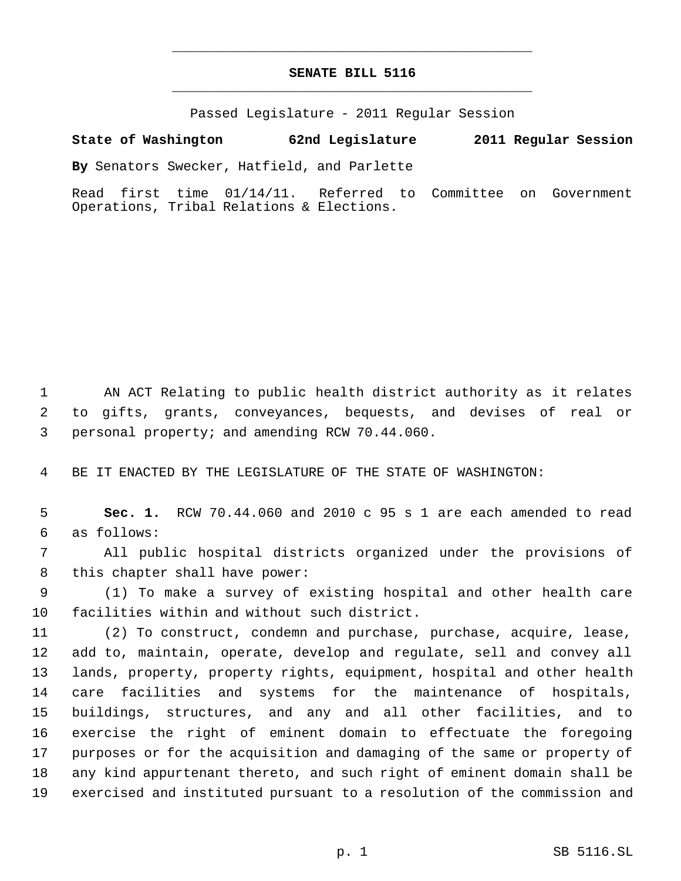# SENATE BILL 5116

Passed Legislature - 2011 Regular Session

**State of Washington 62nd Legislature 2011 Regular Session**

**By** Senators Swecker, Hatfield, and Parlette

Read first time 01/14/11. Referred to Committee on Government Operations, Tribal Relations & Elections.

AN ACT Relating to public health district authority as it relates to gifts, grants, conveyances, bequests, and devises of real or personal property; and amending RCW 70.44.060.

BE IT ENACTED BY THE LEGISLATURE OF THE STATE OF WASHINGTON:

**Sec. 1.** RCW 70.44.060 and 2010 c 95 s 1 are each amended to read as follows:

All public hospital districts organized under the provisions of this chapter shall have power:

(1) To make a survey of existing hospital and other health care facilities within and without such district.

(2) To construct, condemn and purchase, purchase, acquire, lease, add to, maintain, operate, develop and regulate, sell and convey all lands, property, property rights, equipment, hospital and other health care facilities and systems for the maintenance of hospitals, buildings, structures, and any and all other facilities, and to exercise the right of eminent domain to effectuate the foregoing purposes or for the acquisition and damaging of the same or property of any kind appurtenant thereto, and such right of eminent domain shall be exercised and instituted pursuant to a resolution of the commission and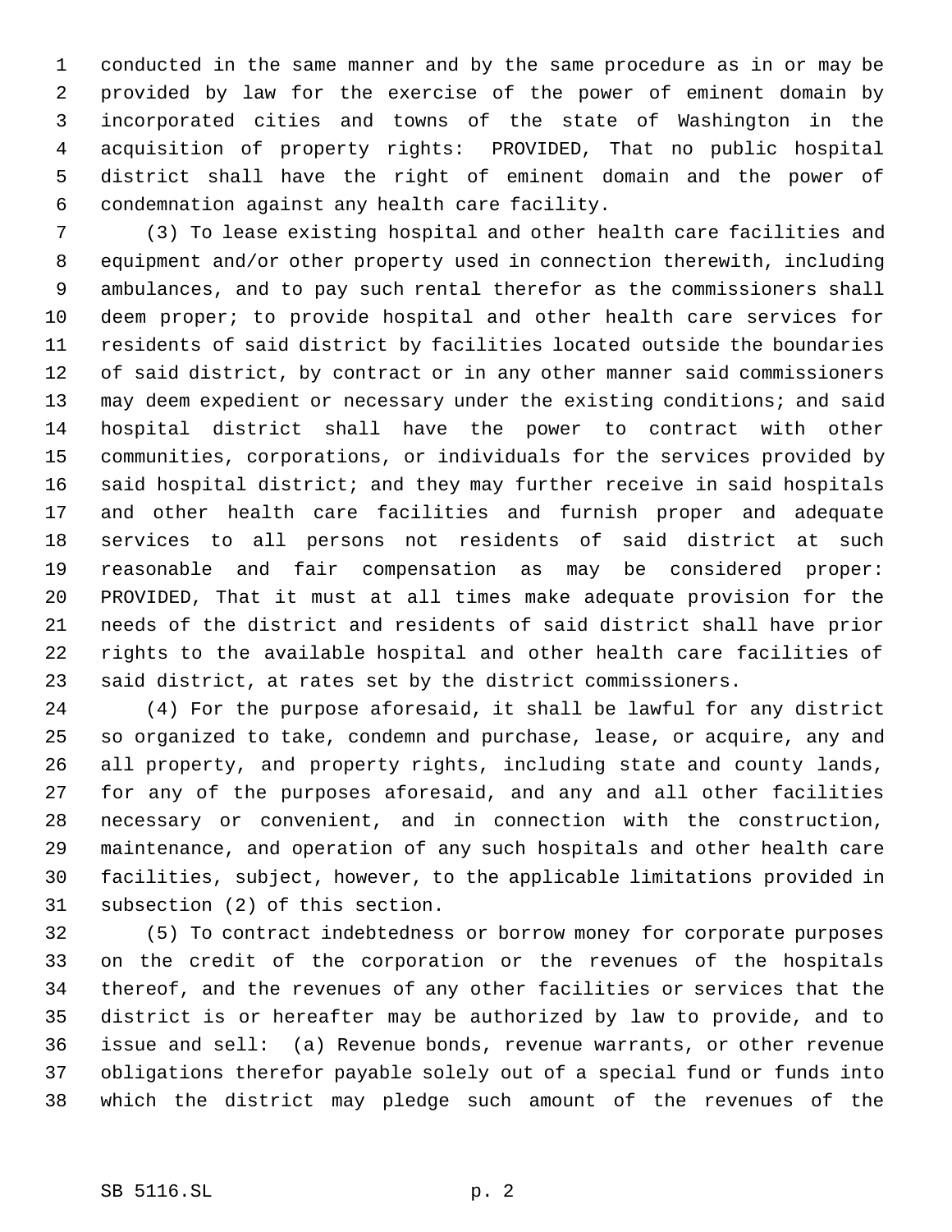conducted in the same manner and by the same procedure as in or may be provided by law for the exercise of the power of eminent domain by incorporated cities and towns of the state of Washington in the acquisition of property rights: PROVIDED, That no public hospital district shall have the right of eminent domain and the power of condemnation against any health care facility.

(3) To lease existing hospital and other health care facilities and equipment and/or other property used in connection therewith, including ambulances, and to pay such rental therefor as the commissioners shall deem proper; to provide hospital and other health care services for residents of said district by facilities located outside the boundaries of said district, by contract or in any other manner said commissioners may deem expedient or necessary under the existing conditions; and said hospital district shall have the power to contract with other communities, corporations, or individuals for the services provided by said hospital district; and they may further receive in said hospitals and other health care facilities and furnish proper and adequate services to all persons not residents of said district at such reasonable and fair compensation as may be considered proper: PROVIDED, That it must at all times make adequate provision for the needs of the district and residents of said district shall have prior rights to the available hospital and other health care facilities of said district, at rates set by the district commissioners.

(4) For the purpose aforesaid, it shall be lawful for any district so organized to take, condemn and purchase, lease, or acquire, any and all property, and property rights, including state and county lands, for any of the purposes aforesaid, and any and all other facilities necessary or convenient, and in connection with the construction, maintenance, and operation of any such hospitals and other health care facilities, subject, however, to the applicable limitations provided in subsection (2) of this section.

(5) To contract indebtedness or borrow money for corporate purposes on the credit of the corporation or the revenues of the hospitals thereof, and the revenues of any other facilities or services that the district is or hereafter may be authorized by law to provide, and to issue and sell: (a) Revenue bonds, revenue warrants, or other revenue obligations therefor payable solely out of a special fund or funds into which the district may pledge such amount of the revenues of the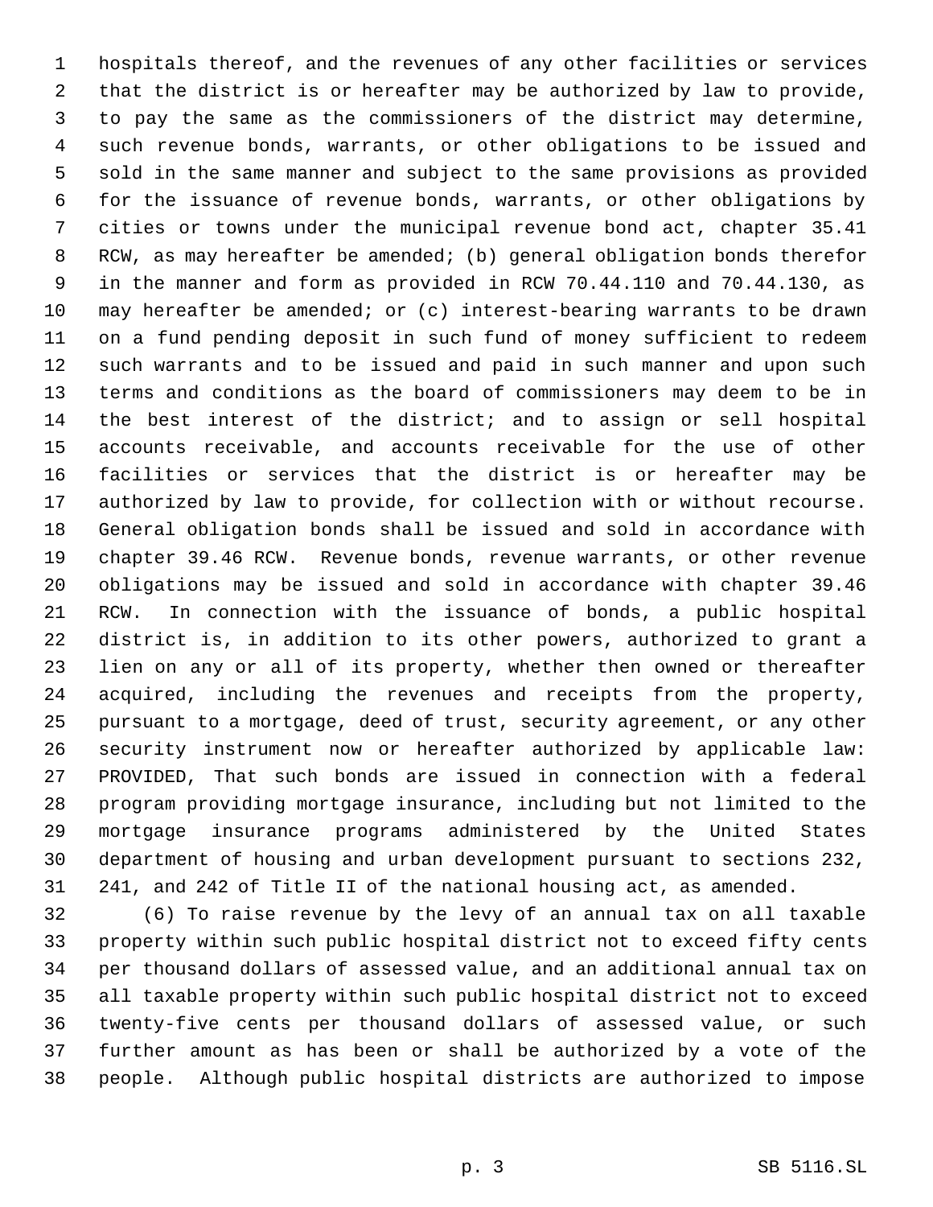hospitals thereof, and the revenues of any other facilities or services that the district is or hereafter may be authorized by law to provide, to pay the same as the commissioners of the district may determine, such revenue bonds, warrants, or other obligations to be issued and sold in the same manner and subject to the same provisions as provided for the issuance of revenue bonds, warrants, or other obligations by cities or towns under the municipal revenue bond act, chapter 35.41 RCW, as may hereafter be amended; (b) general obligation bonds therefor in the manner and form as provided in RCW 70.44.110 and 70.44.130, as may hereafter be amended; or (c) interest-bearing warrants to be drawn on a fund pending deposit in such fund of money sufficient to redeem such warrants and to be issued and paid in such manner and upon such terms and conditions as the board of commissioners may deem to be in the best interest of the district; and to assign or sell hospital accounts receivable, and accounts receivable for the use of other facilities or services that the district is or hereafter may be authorized by law to provide, for collection with or without recourse. General obligation bonds shall be issued and sold in accordance with chapter 39.46 RCW. Revenue bonds, revenue warrants, or other revenue obligations may be issued and sold in accordance with chapter 39.46 RCW. In connection with the issuance of bonds, a public hospital district is, in addition to its other powers, authorized to grant a lien on any or all of its property, whether then owned or thereafter acquired, including the revenues and receipts from the property, pursuant to a mortgage, deed of trust, security agreement, or any other security instrument now or hereafter authorized by applicable law: PROVIDED, That such bonds are issued in connection with a federal program providing mortgage insurance, including but not limited to the mortgage insurance programs administered by the United States department of housing and urban development pursuant to sections 232, 241, and 242 of Title II of the national housing act, as amended.

(6) To raise revenue by the levy of an annual tax on all taxable property within such public hospital district not to exceed fifty cents per thousand dollars of assessed value, and an additional annual tax on all taxable property within such public hospital district not to exceed twenty-five cents per thousand dollars of assessed value, or such further amount as has been or shall be authorized by a vote of the people. Although public hospital districts are authorized to impose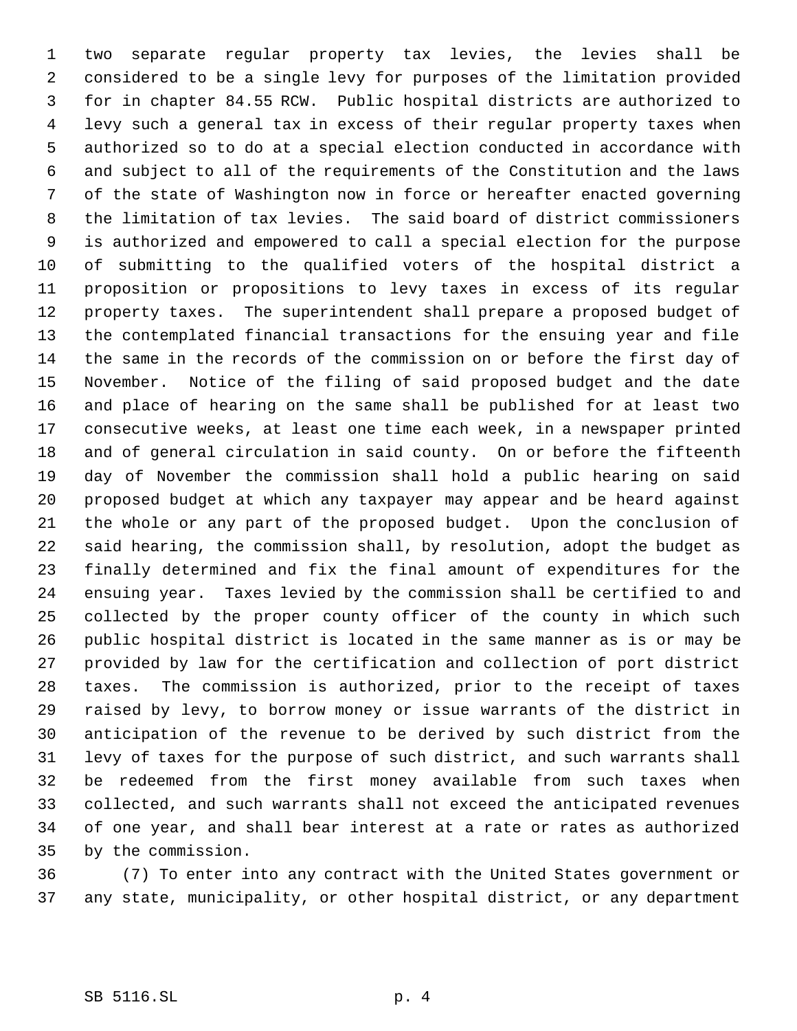two separate regular property tax levies, the levies shall be considered to be a single levy for purposes of the limitation provided for in chapter 84.55 RCW. Public hospital districts are authorized to levy such a general tax in excess of their regular property taxes when authorized so to do at a special election conducted in accordance with and subject to all of the requirements of the Constitution and the laws of the state of Washington now in force or hereafter enacted governing the limitation of tax levies. The said board of district commissioners is authorized and empowered to call a special election for the purpose of submitting to the qualified voters of the hospital district a proposition or propositions to levy taxes in excess of its regular property taxes. The superintendent shall prepare a proposed budget of the contemplated financial transactions for the ensuing year and file the same in the records of the commission on or before the first day of November. Notice of the filing of said proposed budget and the date and place of hearing on the same shall be published for at least two consecutive weeks, at least one time each week, in a newspaper printed and of general circulation in said county. On or before the fifteenth day of November the commission shall hold a public hearing on said proposed budget at which any taxpayer may appear and be heard against the whole or any part of the proposed budget. Upon the conclusion of said hearing, the commission shall, by resolution, adopt the budget as finally determined and fix the final amount of expenditures for the ensuing year. Taxes levied by the commission shall be certified to and collected by the proper county officer of the county in which such public hospital district is located in the same manner as is or may be provided by law for the certification and collection of port district taxes. The commission is authorized, prior to the receipt of taxes raised by levy, to borrow money or issue warrants of the district in anticipation of the revenue to be derived by such district from the levy of taxes for the purpose of such district, and such warrants shall be redeemed from the first money available from such taxes when collected, and such warrants shall not exceed the anticipated revenues of one year, and shall bear interest at a rate or rates as authorized by the commission.

(7) To enter into any contract with the United States government or any state, municipality, or other hospital district, or any department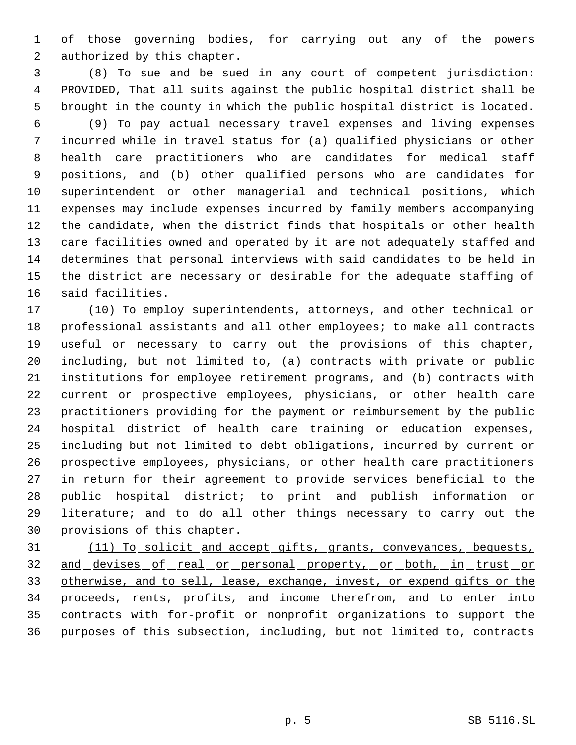of those governing bodies, for carrying out any of the powers authorized by this chapter.

(8) To sue and be sued in any court of competent jurisdiction: PROVIDED, That all suits against the public hospital district shall be brought in the county in which the public hospital district is located.

(9) To pay actual necessary travel expenses and living expenses incurred while in travel status for (a) qualified physicians or other health care practitioners who are candidates for medical staff positions, and (b) other qualified persons who are candidates for superintendent or other managerial and technical positions, which expenses may include expenses incurred by family members accompanying the candidate, when the district finds that hospitals or other health care facilities owned and operated by it are not adequately staffed and determines that personal interviews with said candidates to be held in the district are necessary or desirable for the adequate staffing of said facilities.

(10) To employ superintendents, attorneys, and other technical or professional assistants and all other employees; to make all contracts useful or necessary to carry out the provisions of this chapter, including, but not limited to, (a) contracts with private or public institutions for employee retirement programs, and (b) contracts with current or prospective employees, physicians, or other health care practitioners providing for the payment or reimbursement by the public hospital district of health care training or education expenses, including but not limited to debt obligations, incurred by current or prospective employees, physicians, or other health care practitioners in return for their agreement to provide services beneficial to the public hospital district; to print and publish information or literature; and to do all other things necessary to carry out the provisions of this chapter.

(11) To solicit and accept gifts, grants, conveyances, bequests, and devises of real or personal property, or both, in trust or otherwise, and to sell, lease, exchange, invest, or expend gifts or the proceeds, rents, profits, and income therefrom, and to enter into contracts with for-profit or nonprofit organizations to support the purposes of this subsection, including, but not limited to, contracts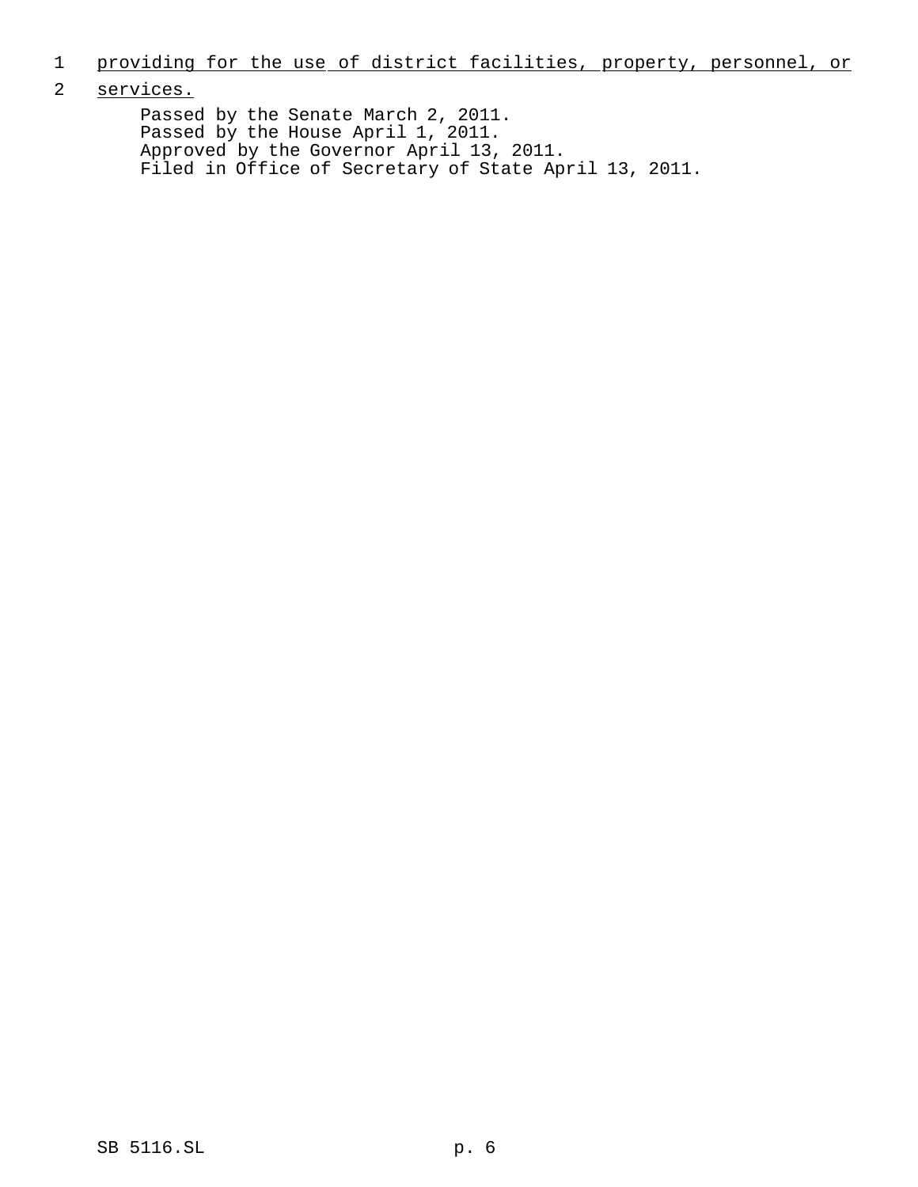providing for the use of district facilities, property, personnel, or services.

Passed by the Senate March 2, 2011.
Passed by the House April 1, 2011.
Approved by the Governor April 13, 2011.
Filed in Office of Secretary of State April 13, 2011.